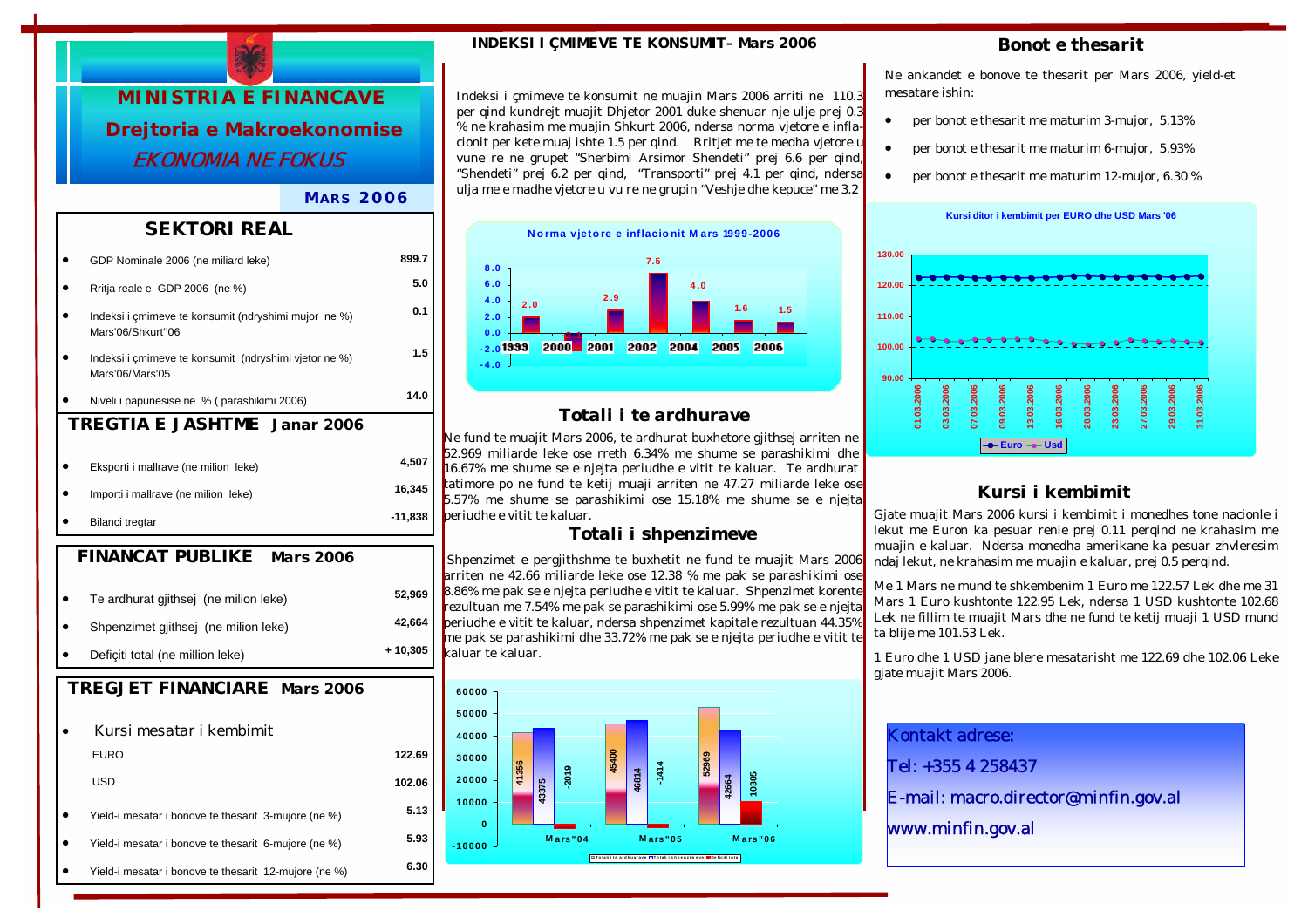# MINISTRIA E FINANCAVE

## Drejtoria e Makroekonomise

*EKONOMIA NE FOKUS*

**MARS 2006**

## SEKTORI REAL

| | |
|---|---|
| GDP Nominale 2006 (ne miliard leke) | 899.7 |
| Rritja reale e GDP 2006 (ne %) | 5.0 |
| Indeksi i çmimeve te konsumit (ndryshimi mujor ne %) Mars'06/Shkurt'06 | 0.1 |
| Indeksi i çmimeve te konsumit (ndryshimi vjetor ne %) Mars'06/Mars'05 | 1.5 |
| Niveli i papunesise ne % ( parashikimi 2006) | 14.0 |

## TREGTIA E JASHTME Janar 2006

| | |
|---|---|
| Eksporti i mallrave (ne milion leke) | 4,507 |
| Importi i mallrave (ne milion leke) | 16,345 |
| Bilanci tregtar | -11,838 |

## FINANCAT PUBLIKE Mars 2006

| | |
|---|---|
| Te ardhurat gjithsej (ne milion leke) | 52,969 |
| Shpenzimet gjithsej (ne milion leke) | 42,664 |
| Defiçiti total (ne million leke) | + 10,305 |

## TREGJET FINANCIARE Mars 2006

| | |
|---|---|
| Kursi mesatar i kembimit | |
| EURO | 122.69 |
| USD | 102.06 |
| Yield-i mesatar i bonove te thesarit 3-mujore (ne %) | 5.13 |
| Yield-i mesatar i bonove te thesarit 6-mujore (ne %) | 5.93 |
| Yield-i mesatar i bonove te thesarit 12-mujore (ne %) | 6.30 |

## INDEKSI I ÇMIMEVE TE KONSUMIT– Mars 2006

Indeksi i çmimeve te konsumit ne muajin Mars 2006 arriti ne 110.3 per qind kundrejt muajit Dhjetor 2001 duke shenuar nje ulje prej 0.3 % ne krahasim me muajin Shkurt 2006, ndersa norma vjetore e inflacionit per kete muaj ishte 1.5 per qind. Rritjet me te medha vjetore u vune re ne grupet "Sherbimi Arsimor Shendeti" prej 6.6 per qind, "Shendeti" prej 6.2 per qind, "Transporti" prej 4.1 per qind, ndersa ulja me e madhe vjetore u vu re ne grupin "Veshje dhe kepuce" me 3.2

**Norma vjetore e inflacionit Mars 1999-2006**

| Viti | 1999 | 2000 | 2001 | 2002 | 2004 | 2005 | 2006 |
|---|---|---|---|---|---|---|---|
| % | 2.0 | | 2.9 | 7.5 | 4.0 | 1.6 | 1.5 |

## Totali i te ardhurave

Ne fund te muajit Mars 2006, te ardhurat buxhetore gjithsej arriten ne 52.969 miliarde leke ose rreth 6.34% me shume se parashikimi dhe 16.67% me shume se e njejta periudhe e vitit te kaluar. Te ardhurat tatimore po ne fund te ketij muaji arriten ne 47.27 miliarde leke ose 5.57% me shume se parashikimi ose 15.18% me shume se e njejta periudhe e vitit te kaluar.

## Totali i shpenzimeve

Shpenzimet e pergjithshme te buxhetit ne fund te muajit Mars 2006 arriten ne 42.66 miliarde leke ose 12.38 % me pak se parashikimi dhe 8.86% me pak se e njejta periudhe e vitit te kaluar. Shpenzimet korente rezultuan me 7.54% me pak se parashikimi ose 5.99% me pak se e njejta periudhe e vitit te kaluar, ndersa shpenzimet kapitale rezultuan 44.35% me pak se parashikimi dhe 33.72% me pak se e njejta periudhe e vitit te kaluar te kaluar.

| | Mars"04 | Mars"05 | Mars"06 |
|---|---|---|---|
| Totali i te ardhurave | 41356 | 45400 | 52969 |
| Totali i shpenzimeve | 43375 | 46814 | 42664 |
| Deficiti total | -2019 | -1414 | 10305 |

## Bonot e thesarit

Ne ankandet e bonove te thesarit per Mars 2006, yield-et mesatare ishin:

- per bonot e thesarit me maturim 3-mujor, 5.13%
- per bonot e thesarit me maturim 6-mujor, 5.93%
- per bonot e thesarit me maturim 12-mujor, 6.30 %

**Kursi ditor i kembimit per EURO dhe USD Mars '06**

## Kursi i kembimit

Gjate muajit Mars 2006 kursi i kembimit i monedhes tone nacionle i lekut me Euron ka pesuar renie prej 0.11 perqind ne krahasim me muajin e kaluar. Ndersa monedha amerikane ka pesuar zhvleresim ndaj lekut, ne krahasim me muajin e kaluar, prej 0.5 perqind.

Me 1 Mars ne mund te shkembenim 1 Euro me 122.57 Lek dhe me 31 Mars 1 Euro kushtonte 122.95 Lek, ndersa 1 USD kushtonte 102.68 Lek ne fillim te muajit Mars dhe ne fund te ketij muaji 1 USD mund ta blije me 101.53 Lek.

1 Euro dhe 1 USD jane blere mesatarisht me 122.69 dhe 102.06 Leke gjate muajit Mars 2006.

Kontakt adrese:

Tel: +355 4 258437

E-mail: macro.director@minfin.gov.al

www.minfin.gov.al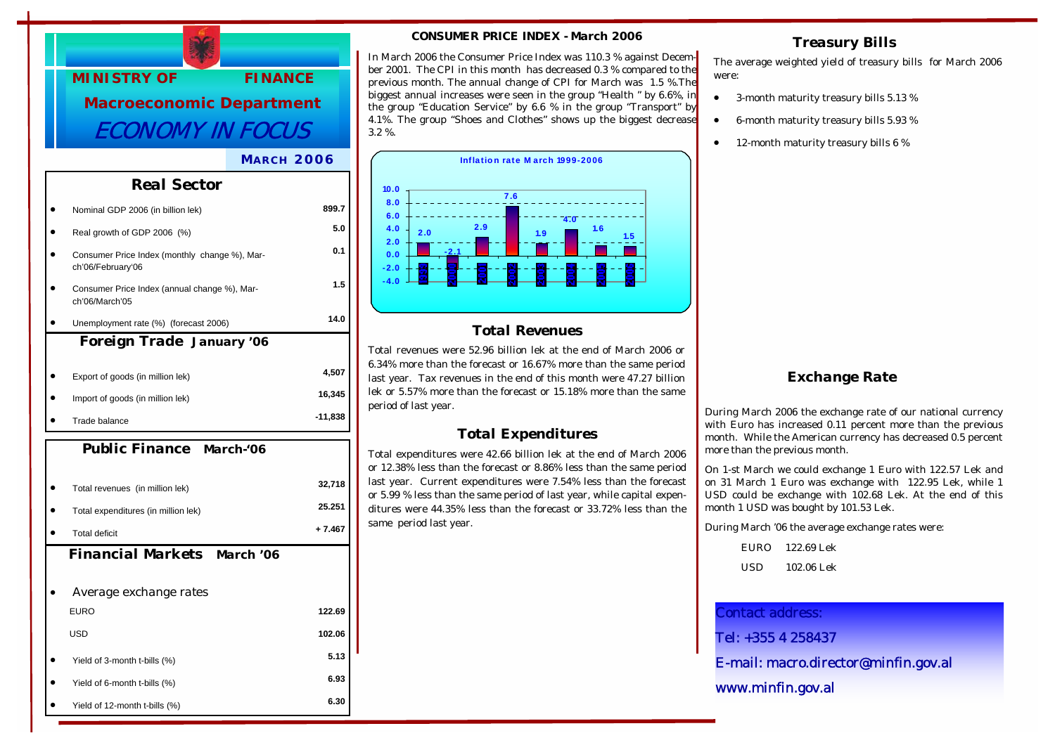# MINISTRY OF FINANCE

## Macroeconomic Department

*ECONOMY IN FOCUS*

**MARCH 2006**

## Real Sector

| | |
|---|---|
| Nominal GDP 2006 (in billion lek) | 899.7 |
| Real growth of GDP 2006 (%) | 5.0 |
| Consumer Price Index (monthly change %), March'06/February'06 | 0.1 |
| Consumer Price Index (annual change %), Mar-ch'06/March'05 | 1.5 |
| Unemployment rate (%) (forecast 2006) | 14.0 |

## Foreign Trade January '06

| | |
|---|---|
| Export of goods (in million lek) | 4,507 |
| Import of goods (in million lek) | 16,345 |
| Trade balance | -11,838 |

## Public Finance March-'06

| | |
|---|---|
| Total revenues (in million lek) | 32,718 |
| Total expenditures (in million lek) | 25.251 |
| Total deficit | + 7.467 |

## Financial Markets March '06

| | |
|---|---|
| Average exchange rates | |
| EURO | 122.69 |
| USD | 102.06 |
| Yield of 3-month t-bills (%) | 5.13 |
| Yield of 6-month t-bills (%) | 6.93 |
| Yield of 12-month t-bills (%) | 6.30 |

## CONSUMER PRICE INDEX - March 2006

In March 2006 the Consumer Price Index was 110.3 % against December 2001. The CPI in this month has decreased 0.3 % compared to the previous month. The annual change of CPI for March was 1.5 %.The biggest annual increases were seen in the group "Health " by 6.6%, in the group "Education Service" by 6.6 % in the group "Transport" by 4.1%. The group "Shoes and Clothes" shows up the biggest decrease 3.2 %.

Inflation rate March 1999-2006

10.0
8.0
6.0
4.0
2.0
0.0
-2.0
-4.0

2.0
-2.1
2.9
7.6
1.9
4.0
1.6
1.5

## Total Revenues

Total revenues were 52.96 billion lek at the end of March 2006 or 6.34% more than the forecast or 16.67% more than the same period last year. Tax revenues in the end of this month were 47.27 billion lek or 5.57% more than the forecast or 15.18% more than the same period of last year.

## Total Expenditures

Total expenditures were 42.66 billion lek at the end of March 2006 or 12.38% less than the forecast or 8.86% less than the same period last year. Current expenditures were 7.54% less than the forecast or 5.99 % less than the same period of last year, while capital expenditures were 44.35% less than the forecast or 33.72% less than the same period last year.

## Treasury Bills

The average weighted yield of treasury bills for March 2006 were:

- 3-month maturity treasury bills 5.13 %
- 6-month maturity treasury bills 5.93 %
- 12-month maturity treasury bills 6 %

## Exchange Rate

During March 2006 the exchange rate of our national currency with Euro has increased 0.11 percent more than the previous month. While the American currency has decreased 0.5 percent more than the previous month.

On 1-st March we could exchange 1 Euro with 122.57 Lek and on 31 March 1 Euro was exchange with 122.95 Lek, while 1 USD could be exchange with 102.68 Lek. At the end of this month 1 USD was bought by 101.53 Lek.

During March '06 the average exchange rates were:

EURO 122.69 Lek

USD 102.06 Lek

Contact address:

Tel: +355 4 258437

E-mail: macro.director@minfin.gov.al

www.minfin.gov.al